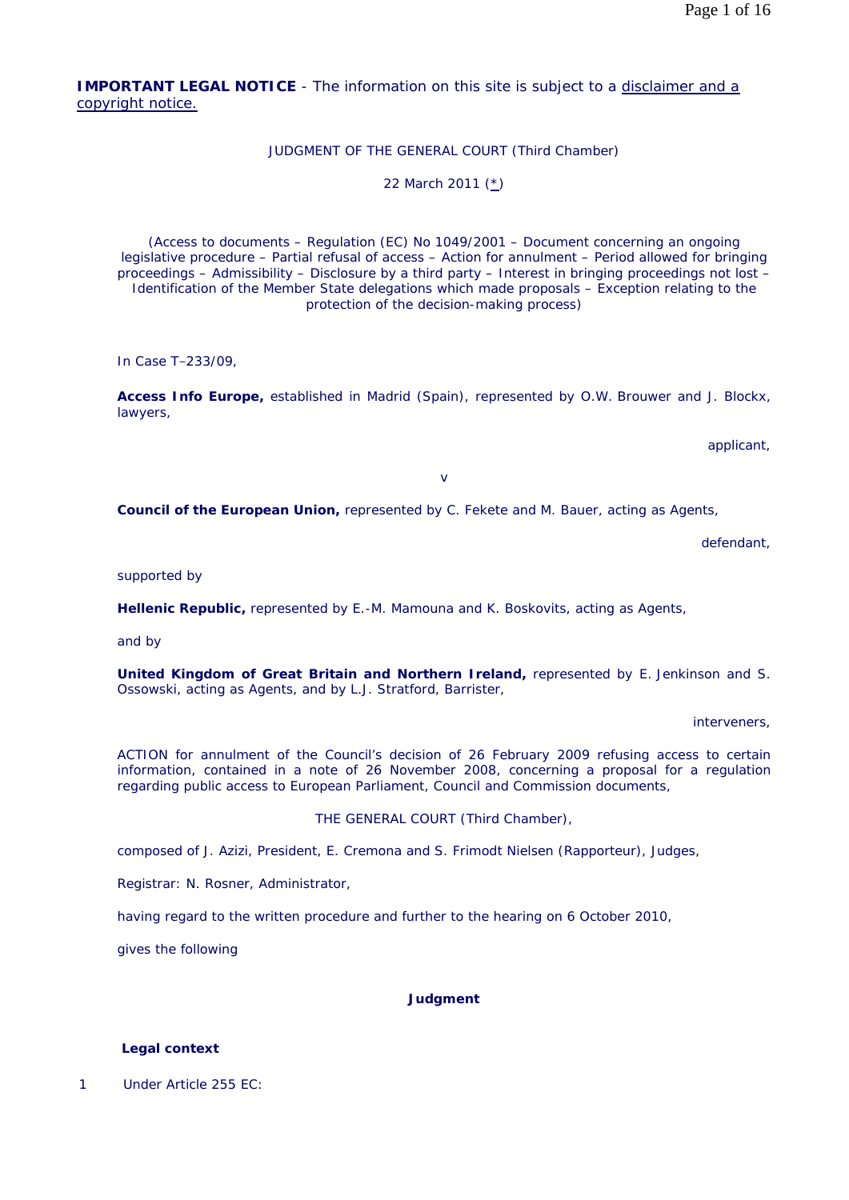**IMPORTANT LEGAL NOTICE** - The information on this site is subject to a disclaimer and a copyright notice.

JUDGMENT OF THE GENERAL COURT (Third Chamber)

22 March 2011 (*)

(Access to documents – Regulation (EC) No 1049/2001 – Document concerning an ongoing legislative procedure – Partial refusal of access – Action for annulment – Period allowed for bringing proceedings – Admissibility – Disclosure by a third party – Interest in bringing proceedings not lost – Identification of the Member State delegations which made proposals – Exception relating to the protection of the decision-making process)

In Case T–233/09,

**Access Info Europe,** established in Madrid (Spain), represented by O.W. Brouwer and J. Blockx, lawyers,

applicant,

v

**Council of the European Union,** represented by C. Fekete and M. Bauer, acting as Agents,

defendant,

supported by

**Hellenic Republic,** represented by E.-M. Mamouna and K. Boskovits, acting as Agents,

and by

**United Kingdom of Great Britain and Northern Ireland,** represented by E. Jenkinson and S. Ossowski, acting as Agents, and by L.J. Stratford, Barrister,

interveners,

ACTION for annulment of the Council's decision of 26 February 2009 refusing access to certain information, contained in a note of 26 November 2008, concerning a proposal for a regulation regarding public access to European Parliament, Council and Commission documents,

THE GENERAL COURT (Third Chamber),

composed of J. Azizi, President, E. Cremona and S. Frimodt Nielsen (Rapporteur), Judges,

Registrar: N. Rosner, Administrator,

having regard to the written procedure and further to the hearing on 6 October 2010,

gives the following

**Judgment**

**Legal context**

1 Under Article 255 EC: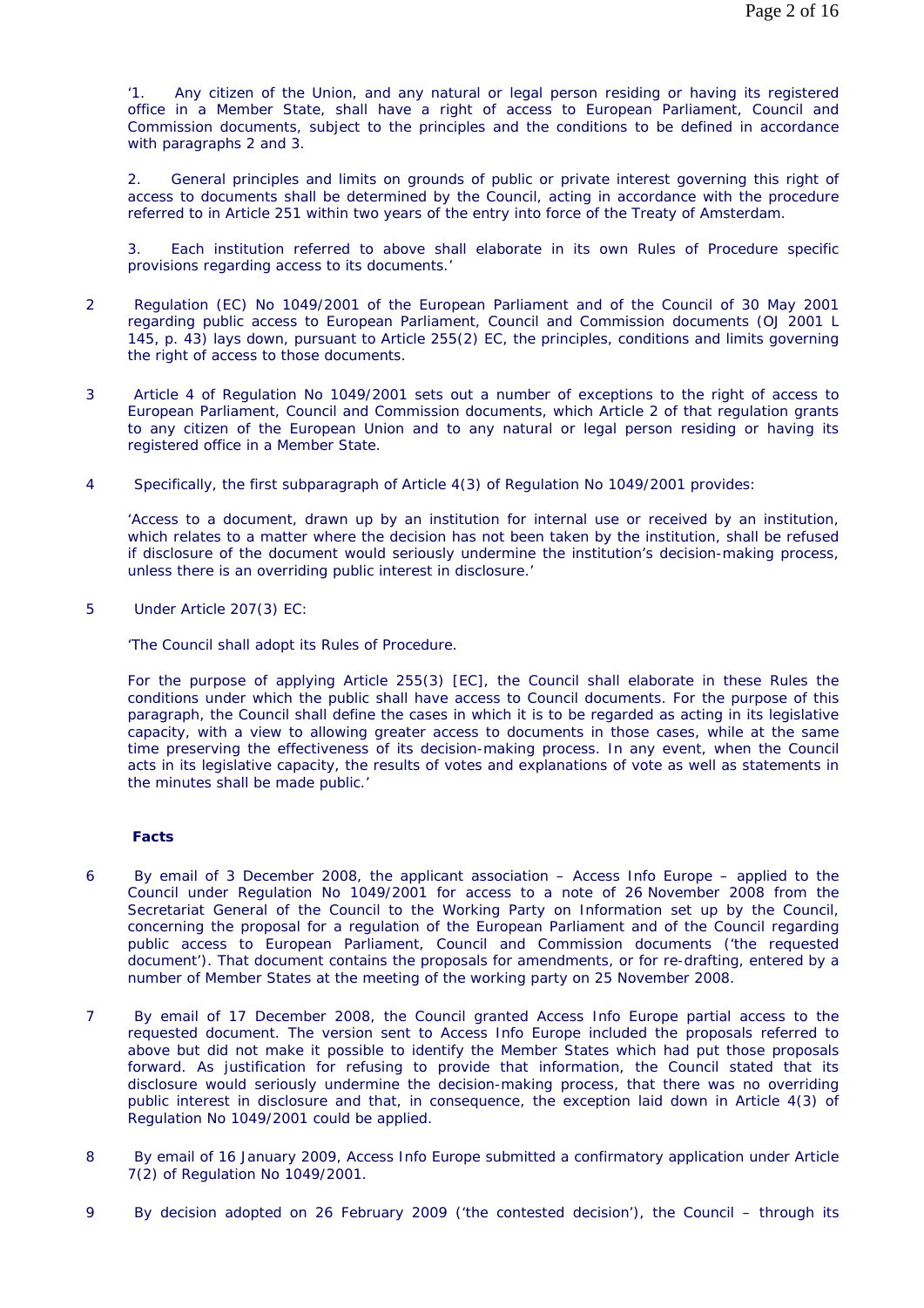‘1. Any citizen of the Union, and any natural or legal person residing or having its registered office in a Member State, shall have a right of access to European Parliament, Council and Commission documents, subject to the principles and the conditions to be defined in accordance with paragraphs 2 and 3.

2. General principles and limits on grounds of public or private interest governing this right of access to documents shall be determined by the Council, acting in accordance with the procedure referred to in Article 251 within two years of the entry into force of the Treaty of Amsterdam.

3. Each institution referred to above shall elaborate in its own Rules of Procedure specific provisions regarding access to its documents.’

2 Regulation (EC) No 1049/2001 of the European Parliament and of the Council of 30 May 2001 regarding public access to European Parliament, Council and Commission documents (OJ 2001 L 145, p. 43) lays down, pursuant to Article 255(2) EC, the principles, conditions and limits governing the right of access to those documents.

3 Article 4 of Regulation No 1049/2001 sets out a number of exceptions to the right of access to European Parliament, Council and Commission documents, which Article 2 of that regulation grants to any citizen of the European Union and to any natural or legal person residing or having its registered office in a Member State.

4 Specifically, the first subparagraph of Article 4(3) of Regulation No 1049/2001 provides:

‘Access to a document, drawn up by an institution for internal use or received by an institution, which relates to a matter where the decision has not been taken by the institution, shall be refused if disclosure of the document would seriously undermine the institution’s decision-making process, unless there is an overriding public interest in disclosure.’

5 Under Article 207(3) EC:

‘The Council shall adopt its Rules of Procedure.

For the purpose of applying Article 255(3) [EC], the Council shall elaborate in these Rules the conditions under which the public shall have access to Council documents. For the purpose of this paragraph, the Council shall define the cases in which it is to be regarded as acting in its legislative capacity, with a view to allowing greater access to documents in those cases, while at the same time preserving the effectiveness of its decision-making process. In any event, when the Council acts in its legislative capacity, the results of votes and explanations of vote as well as statements in the minutes shall be made public.’

**Facts**

6 By email of 3 December 2008, the applicant association – Access Info Europe – applied to the Council under Regulation No 1049/2001 for access to a note of 26 November 2008 from the Secretariat General of the Council to the Working Party on Information set up by the Council, concerning the proposal for a regulation of the European Parliament and of the Council regarding public access to European Parliament, Council and Commission documents (‘the requested document’). That document contains the proposals for amendments, or for re-drafting, entered by a number of Member States at the meeting of the working party on 25 November 2008.

7 By email of 17 December 2008, the Council granted Access Info Europe partial access to the requested document. The version sent to Access Info Europe included the proposals referred to above but did not make it possible to identify the Member States which had put those proposals forward. As justification for refusing to provide that information, the Council stated that its disclosure would seriously undermine the decision-making process, that there was no overriding public interest in disclosure and that, in consequence, the exception laid down in Article 4(3) of Regulation No 1049/2001 could be applied.

8 By email of 16 January 2009, Access Info Europe submitted a confirmatory application under Article 7(2) of Regulation No 1049/2001.

9 By decision adopted on 26 February 2009 (‘the contested decision’), the Council – through its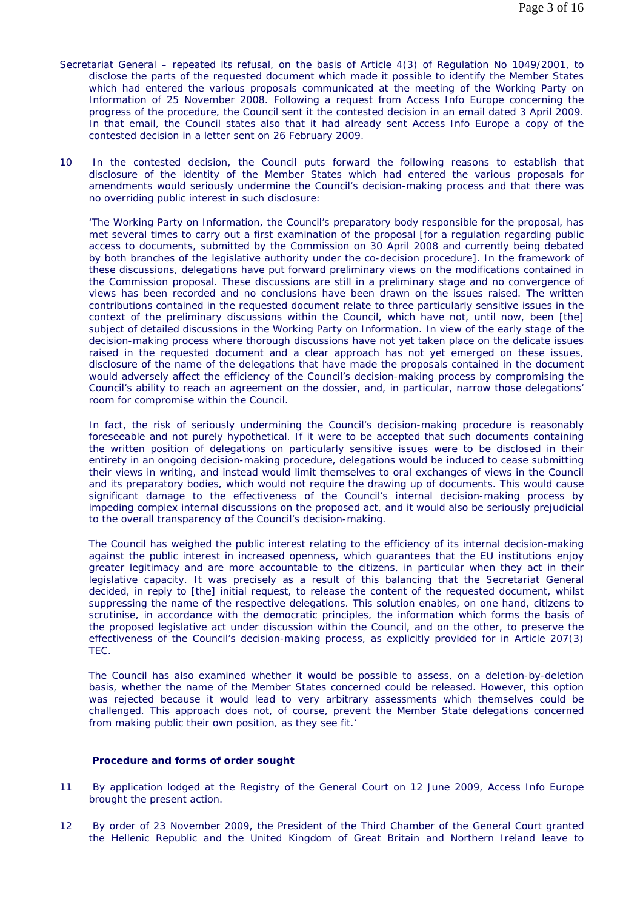Secretariat General – repeated its refusal, on the basis of Article 4(3) of Regulation No 1049/2001, to disclose the parts of the requested document which made it possible to identify the Member States which had entered the various proposals communicated at the meeting of the Working Party on Information of 25 November 2008. Following a request from Access Info Europe concerning the progress of the procedure, the Council sent it the contested decision in an email dated 3 April 2009. In that email, the Council states also that it had already sent Access Info Europe a copy of the contested decision in a letter sent on 26 February 2009.

10 In the contested decision, the Council puts forward the following reasons to establish that disclosure of the identity of the Member States which had entered the various proposals for amendments would seriously undermine the Council's decision-making process and that there was no overriding public interest in such disclosure:

'The Working Party on Information, the Council's preparatory body responsible for the proposal, has met several times to carry out a first examination of the proposal [for a regulation regarding public access to documents, submitted by the Commission on 30 April 2008 and currently being debated by both branches of the legislative authority under the co-decision procedure]. In the framework of these discussions, delegations have put forward preliminary views on the modifications contained in the Commission proposal. These discussions are still in a preliminary stage and no convergence of views has been recorded and no conclusions have been drawn on the issues raised. The written contributions contained in the requested document relate to three particularly sensitive issues in the context of the preliminary discussions within the Council, which have not, until now, been [the] subject of detailed discussions in the Working Party on Information. In view of the early stage of the decision-making process where thorough discussions have not yet taken place on the delicate issues raised in the requested document and a clear approach has not yet emerged on these issues, disclosure of the name of the delegations that have made the proposals contained in the document would adversely affect the efficiency of the Council's decision-making process by compromising the Council's ability to reach an agreement on the dossier, and, in particular, narrow those delegations' room for compromise within the Council.

In fact, the risk of seriously undermining the Council's decision-making procedure is reasonably foreseeable and not purely hypothetical. If it were to be accepted that such documents containing the written position of delegations on particularly sensitive issues were to be disclosed in their entirety in an ongoing decision-making procedure, delegations would be induced to cease submitting their views in writing, and instead would limit themselves to oral exchanges of views in the Council and its preparatory bodies, which would not require the drawing up of documents. This would cause significant damage to the effectiveness of the Council's internal decision-making process by impeding complex internal discussions on the proposed act, and it would also be seriously prejudicial to the overall transparency of the Council's decision-making.

The Council has weighed the public interest relating to the efficiency of its internal decision-making against the public interest in increased openness, which guarantees that the EU institutions enjoy greater legitimacy and are more accountable to the citizens, in particular when they act in their legislative capacity. It was precisely as a result of this balancing that the Secretariat General decided, in reply to [the] initial request, to release the content of the requested document, whilst suppressing the name of the respective delegations. This solution enables, on one hand, citizens to scrutinise, in accordance with the democratic principles, the information which forms the basis of the proposed legislative act under discussion within the Council, and on the other, to preserve the effectiveness of the Council's decision-making process, as explicitly provided for in Article 207(3) TEC.

The Council has also examined whether it would be possible to assess, on a deletion-by-deletion basis, whether the name of the Member States concerned could be released. However, this option was rejected because it would lead to very arbitrary assessments which themselves could be challenged. This approach does not, of course, prevent the Member State delegations concerned from making public their own position, as they see fit.'

### Procedure and forms of order sought

11 By application lodged at the Registry of the General Court on 12 June 2009, Access Info Europe brought the present action.

12 By order of 23 November 2009, the President of the Third Chamber of the General Court granted the Hellenic Republic and the United Kingdom of Great Britain and Northern Ireland leave to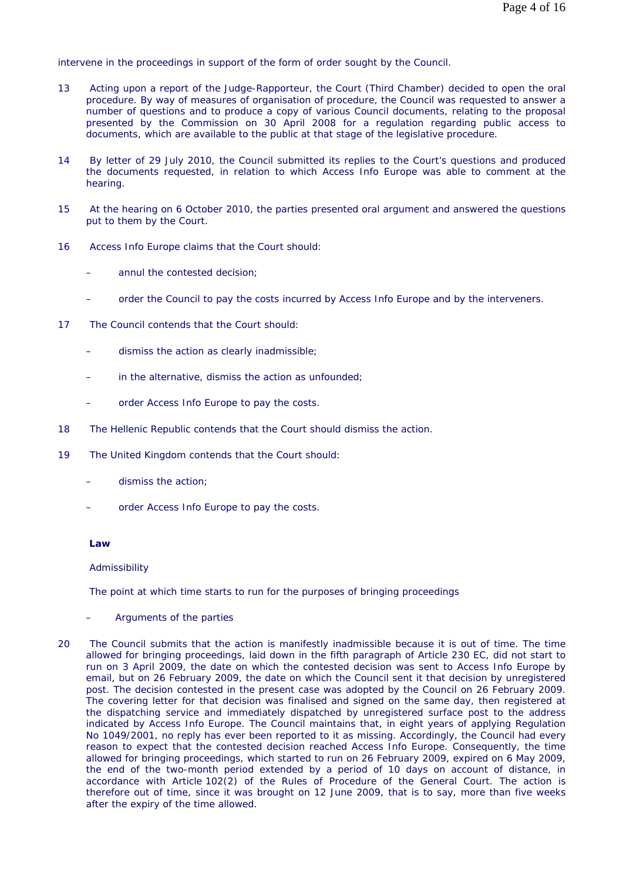intervene in the proceedings in support of the form of order sought by the Council.

13 Acting upon a report of the Judge-Rapporteur, the Court (Third Chamber) decided to open the oral procedure. By way of measures of organisation of procedure, the Council was requested to answer a number of questions and to produce a copy of various Council documents, relating to the proposal presented by the Commission on 30 April 2008 for a regulation regarding public access to documents, which are available to the public at that stage of the legislative procedure.

14 By letter of 29 July 2010, the Council submitted its replies to the Court's questions and produced the documents requested, in relation to which Access Info Europe was able to comment at the hearing.

15 At the hearing on 6 October 2010, the parties presented oral argument and answered the questions put to them by the Court.

16 Access Info Europe claims that the Court should:

– annul the contested decision;

– order the Council to pay the costs incurred by Access Info Europe and by the interveners.

17 The Council contends that the Court should:

– dismiss the action as clearly inadmissible;

– in the alternative, dismiss the action as unfounded;

– order Access Info Europe to pay the costs.

18 The Hellenic Republic contends that the Court should dismiss the action.

19 The United Kingdom contends that the Court should:

– dismiss the action;

– order Access Info Europe to pay the costs.

**Law**

Admissibility

The point at which time starts to run for the purposes of bringing proceedings

– Arguments of the parties

20 The Council submits that the action is manifestly inadmissible because it is out of time. The time allowed for bringing proceedings, laid down in the fifth paragraph of Article 230 EC, did not start to run on 3 April 2009, the date on which the contested decision was sent to Access Info Europe by email, but on 26 February 2009, the date on which the Council sent it that decision by unregistered post. The decision contested in the present case was adopted by the Council on 26 February 2009. The covering letter for that decision was finalised and signed on the same day, then registered at the dispatching service and immediately dispatched by unregistered surface post to the address indicated by Access Info Europe. The Council maintains that, in eight years of applying Regulation No 1049/2001, no reply has ever been reported to it as missing. Accordingly, the Council had every reason to expect that the contested decision reached Access Info Europe. Consequently, the time allowed for bringing proceedings, which started to run on 26 February 2009, expired on 6 May 2009, the end of the two-month period extended by a period of 10 days on account of distance, in accordance with Article 102(2) of the Rules of Procedure of the General Court. The action is therefore out of time, since it was brought on 12 June 2009, that is to say, more than five weeks after the expiry of the time allowed.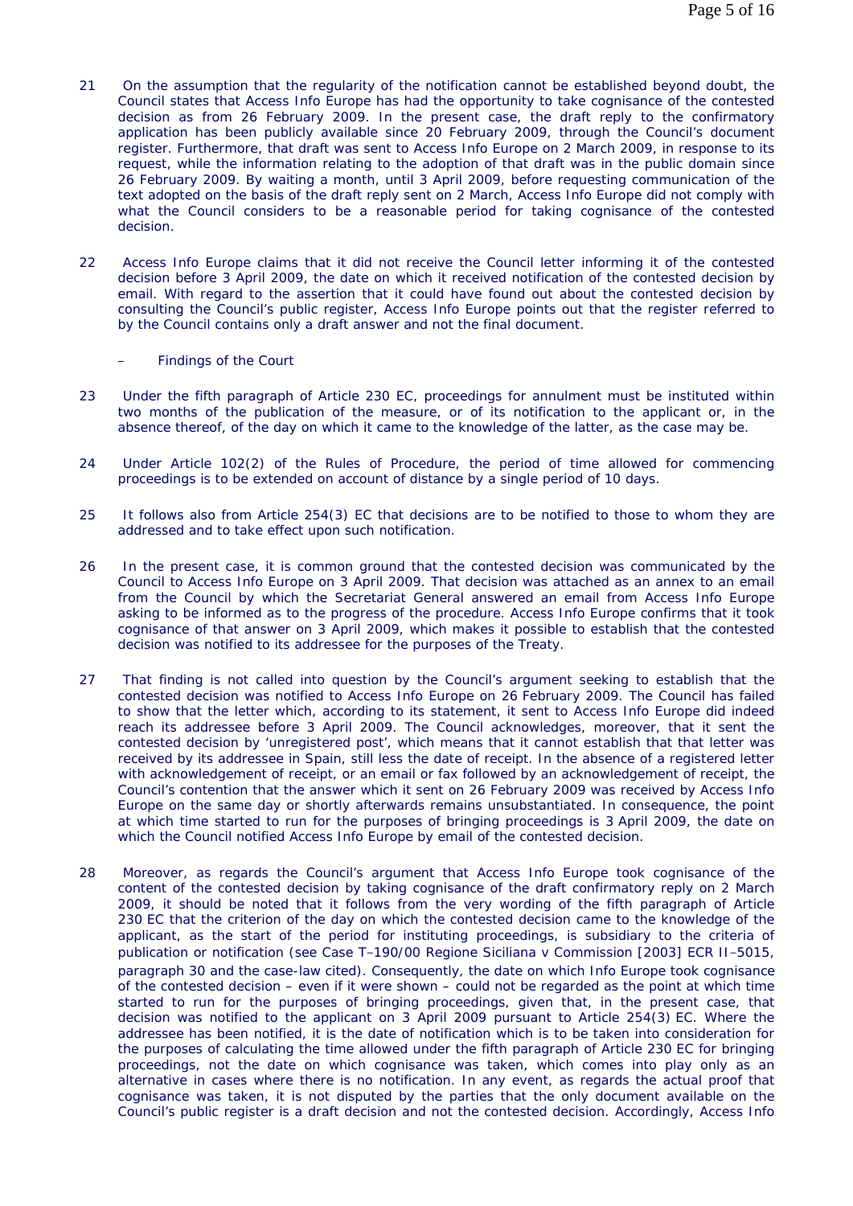21 On the assumption that the regularity of the notification cannot be established beyond doubt, the Council states that Access Info Europe has had the opportunity to take cognisance of the contested decision as from 26 February 2009. In the present case, the draft reply to the confirmatory application has been publicly available since 20 February 2009, through the Council's document register. Furthermore, that draft was sent to Access Info Europe on 2 March 2009, in response to its request, while the information relating to the adoption of that draft was in the public domain since 26 February 2009. By waiting a month, until 3 April 2009, before requesting communication of the text adopted on the basis of the draft reply sent on 2 March, Access Info Europe did not comply with what the Council considers to be a reasonable period for taking cognisance of the contested decision.

22 Access Info Europe claims that it did not receive the Council letter informing it of the contested decision before 3 April 2009, the date on which it received notification of the contested decision by email. With regard to the assertion that it could have found out about the contested decision by consulting the Council's public register, Access Info Europe points out that the register referred to by the Council contains only a draft answer and not the final document.

– Findings of the Court

23 Under the fifth paragraph of Article 230 EC, proceedings for annulment must be instituted within two months of the publication of the measure, or of its notification to the applicant or, in the absence thereof, of the day on which it came to the knowledge of the latter, as the case may be.

24 Under Article 102(2) of the Rules of Procedure, the period of time allowed for commencing proceedings is to be extended on account of distance by a single period of 10 days.

25 It follows also from Article 254(3) EC that decisions are to be notified to those to whom they are addressed and to take effect upon such notification.

26 In the present case, it is common ground that the contested decision was communicated by the Council to Access Info Europe on 3 April 2009. That decision was attached as an annex to an email from the Council by which the Secretariat General answered an email from Access Info Europe asking to be informed as to the progress of the procedure. Access Info Europe confirms that it took cognisance of that answer on 3 April 2009, which makes it possible to establish that the contested decision was notified to its addressee for the purposes of the Treaty.

27 That finding is not called into question by the Council's argument seeking to establish that the contested decision was notified to Access Info Europe on 26 February 2009. The Council has failed to show that the letter which, according to its statement, it sent to Access Info Europe did indeed reach its addressee before 3 April 2009. The Council acknowledges, moreover, that it sent the contested decision by 'unregistered post', which means that it cannot establish that that letter was received by its addressee in Spain, still less the date of receipt. In the absence of a registered letter with acknowledgement of receipt, or an email or fax followed by an acknowledgement of receipt, the Council's contention that the answer which it sent on 26 February 2009 was received by Access Info Europe on the same day or shortly afterwards remains unsubstantiated. In consequence, the point at which time started to run for the purposes of bringing proceedings is 3 April 2009, the date on which the Council notified Access Info Europe by email of the contested decision.

28 Moreover, as regards the Council's argument that Access Info Europe took cognisance of the content of the contested decision by taking cognisance of the draft confirmatory reply on 2 March 2009, it should be noted that it follows from the very wording of the fifth paragraph of Article 230 EC that the criterion of the day on which the contested decision came to the knowledge of the applicant, as the start of the period for instituting proceedings, is subsidiary to the criteria of publication or notification (see Case T–190/00 Regione Siciliana v Commission [2003] ECR II–5015, paragraph 30 and the case-law cited). Consequently, the date on which Info Europe took cognisance of the contested decision – even if it were shown – could not be regarded as the point at which time started to run for the purposes of bringing proceedings, given that, in the present case, that decision was notified to the applicant on 3 April 2009 pursuant to Article 254(3) EC. Where the addressee has been notified, it is the date of notification which is to be taken into consideration for the purposes of calculating the time allowed under the fifth paragraph of Article 230 EC for bringing proceedings, not the date on which cognisance was taken, which comes into play only as an alternative in cases where there is no notification. In any event, as regards the actual proof that cognisance was taken, it is not disputed by the parties that the only document available on the Council's public register is a draft decision and not the contested decision. Accordingly, Access Info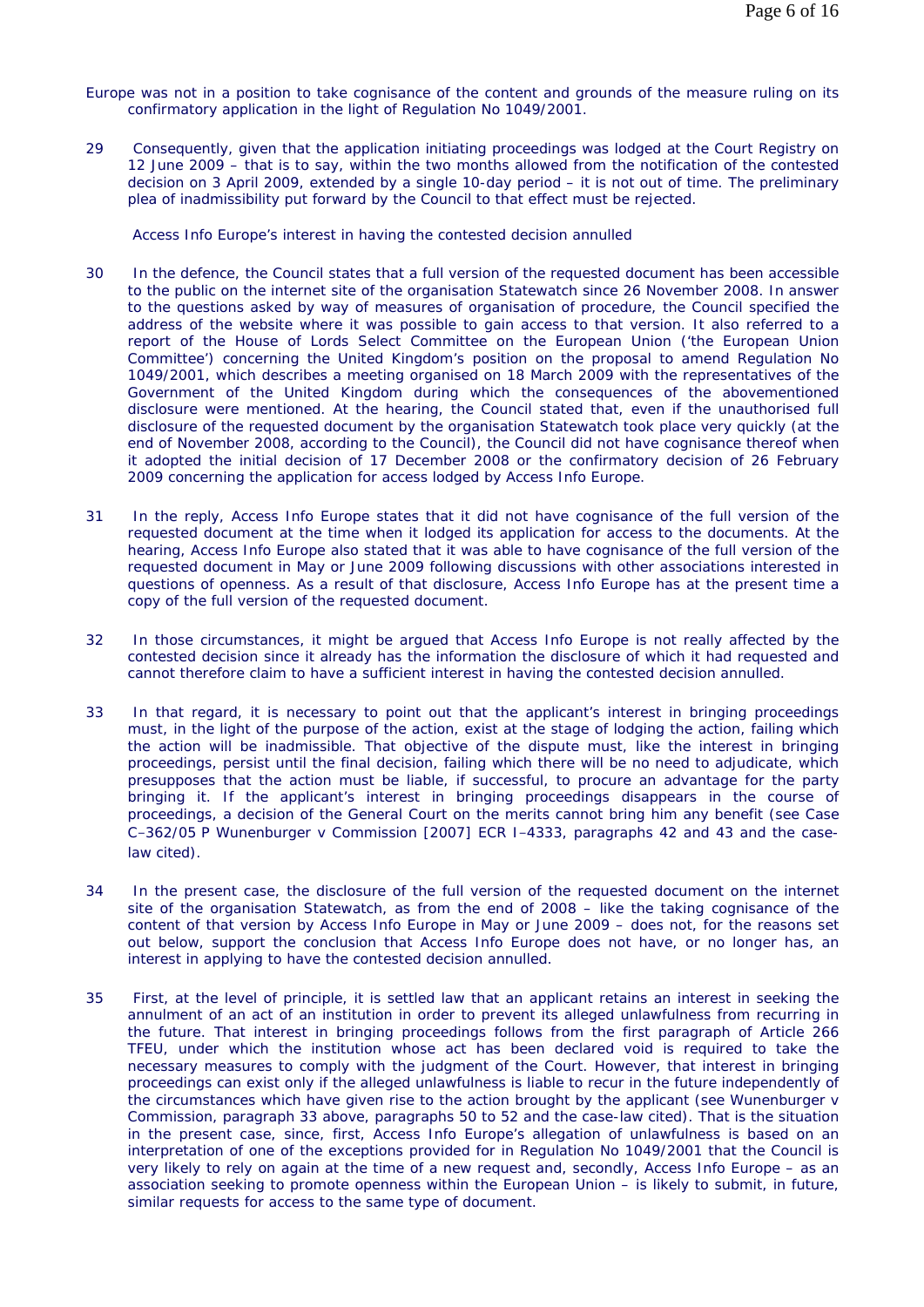Europe was not in a position to take cognisance of the content and grounds of the measure ruling on its confirmatory application in the light of Regulation No 1049/2001.

29 Consequently, given that the application initiating proceedings was lodged at the Court Registry on 12 June 2009 – that is to say, within the two months allowed from the notification of the contested decision on 3 April 2009, extended by a single 10-day period – it is not out of time. The preliminary plea of inadmissibility put forward by the Council to that effect must be rejected.

Access Info Europe's interest in having the contested decision annulled

30 In the defence, the Council states that a full version of the requested document has been accessible to the public on the internet site of the organisation Statewatch since 26 November 2008. In answer to the questions asked by way of measures of organisation of procedure, the Council specified the address of the website where it was possible to gain access to that version. It also referred to a report of the House of Lords Select Committee on the European Union ('the European Union Committee') concerning the United Kingdom's position on the proposal to amend Regulation No 1049/2001, which describes a meeting organised on 18 March 2009 with the representatives of the Government of the United Kingdom during which the consequences of the abovementioned disclosure were mentioned. At the hearing, the Council stated that, even if the unauthorised full disclosure of the requested document by the organisation Statewatch took place very quickly (at the end of November 2008, according to the Council), the Council did not have cognisance thereof when it adopted the initial decision of 17 December 2008 or the confirmatory decision of 26 February 2009 concerning the application for access lodged by Access Info Europe.

31 In the reply, Access Info Europe states that it did not have cognisance of the full version of the requested document at the time when it lodged its application for access to the documents. At the hearing, Access Info Europe also stated that it was able to have cognisance of the full version of the requested document in May or June 2009 following discussions with other associations interested in questions of openness. As a result of that disclosure, Access Info Europe has at the present time a copy of the full version of the requested document.

32 In those circumstances, it might be argued that Access Info Europe is not really affected by the contested decision since it already has the information the disclosure of which it had requested and cannot therefore claim to have a sufficient interest in having the contested decision annulled.

33 In that regard, it is necessary to point out that the applicant's interest in bringing proceedings must, in the light of the purpose of the action, exist at the stage of lodging the action, failing which the action will be inadmissible. That objective of the dispute must, like the interest in bringing proceedings, persist until the final decision, failing which there will be no need to adjudicate, which presupposes that the action must be liable, if successful, to procure an advantage for the party bringing it. If the applicant's interest in bringing proceedings disappears in the course of proceedings, a decision of the General Court on the merits cannot bring him any benefit (see Case C–362/05 P *Wunenburger* v *Commission* [2007] ECR I–4333, paragraphs 42 and 43 and the case-law cited).

34 In the present case, the disclosure of the full version of the requested document on the internet site of the organisation Statewatch, as from the end of 2008 – like the taking cognisance of the content of that version by Access Info Europe in May or June 2009 – does not, for the reasons set out below, support the conclusion that Access Info Europe does not have, or no longer has, an interest in applying to have the contested decision annulled.

35 First, at the level of principle, it is settled law that an applicant retains an interest in seeking the annulment of an act of an institution in order to prevent its alleged unlawfulness from recurring in the future. That interest in bringing proceedings follows from the first paragraph of Article 266 TFEU, under which the institution whose act has been declared void is required to take the necessary measures to comply with the judgment of the Court. However, that interest in bringing proceedings can exist only if the alleged unlawfulness is liable to recur in the future independently of the circumstances which have given rise to the action brought by the applicant (see *Wunenburger* v *Commission*, paragraph 33 above, paragraphs 50 to 52 and the case-law cited). That is the situation in the present case, since, first, Access Info Europe's allegation of unlawfulness is based on an interpretation of one of the exceptions provided for in Regulation No 1049/2001 that the Council is very likely to rely on again at the time of a new request and, secondly, Access Info Europe – as an association seeking to promote openness within the European Union – is likely to submit, in future, similar requests for access to the same type of document.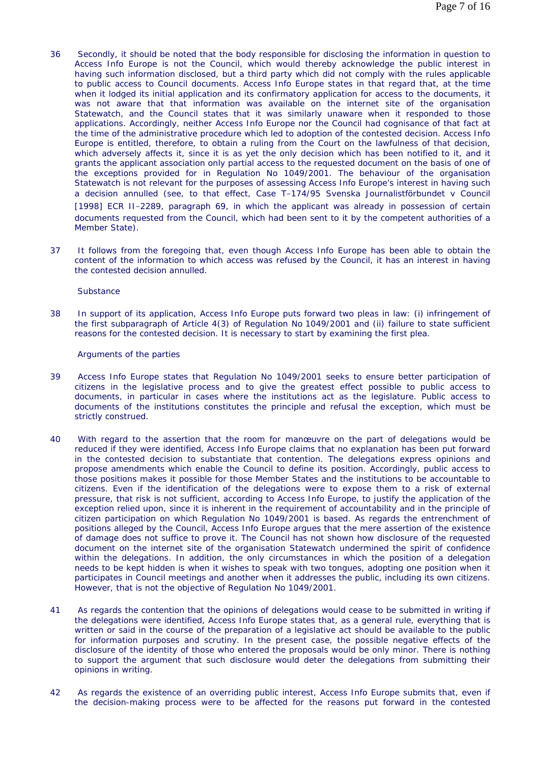36 Secondly, it should be noted that the body responsible for disclosing the information in question to Access Info Europe is not the Council, which would thereby acknowledge the public interest in having such information disclosed, but a third party which did not comply with the rules applicable to public access to Council documents. Access Info Europe states in that regard that, at the time when it lodged its initial application and its confirmatory application for access to the documents, it was not aware that that information was available on the internet site of the organisation Statewatch, and the Council states that it was similarly unaware when it responded to those applications. Accordingly, neither Access Info Europe nor the Council had cognisance of that fact at the time of the administrative procedure which led to adoption of the contested decision. Access Info Europe is entitled, therefore, to obtain a ruling from the Court on the lawfulness of that decision, which adversely affects it, since it is as yet the only decision which has been notified to it, and it grants the applicant association only partial access to the requested document on the basis of one of the exceptions provided for in Regulation No 1049/2001. The behaviour of the organisation Statewatch is not relevant for the purposes of assessing Access Info Europe's interest in having such a decision annulled (see, to that effect, Case T–174/95 Svenska Journalistförbundet v Council [1998] ECR II–2289, paragraph 69, in which the applicant was already in possession of certain documents requested from the Council, which had been sent to it by the competent authorities of a Member State).

37 It follows from the foregoing that, even though Access Info Europe has been able to obtain the content of the information to which access was refused by the Council, it has an interest in having the contested decision annulled.

Substance

38 In support of its application, Access Info Europe puts forward two pleas in law: (i) infringement of the first subparagraph of Article 4(3) of Regulation No 1049/2001 and (ii) failure to state sufficient reasons for the contested decision. It is necessary to start by examining the first plea.

Arguments of the parties

39 Access Info Europe states that Regulation No 1049/2001 seeks to ensure better participation of citizens in the legislative process and to give the greatest effect possible to public access to documents, in particular in cases where the institutions act as the legislature. Public access to documents of the institutions constitutes the principle and refusal the exception, which must be strictly construed.

40 With regard to the assertion that the room for manœuvre on the part of delegations would be reduced if they were identified, Access Info Europe claims that no explanation has been put forward in the contested decision to substantiate that contention. The delegations express opinions and propose amendments which enable the Council to define its position. Accordingly, public access to those positions makes it possible for those Member States and the institutions to be accountable to citizens. Even if the identification of the delegations were to expose them to a risk of external pressure, that risk is not sufficient, according to Access Info Europe, to justify the application of the exception relied upon, since it is inherent in the requirement of accountability and in the principle of citizen participation on which Regulation No 1049/2001 is based. As regards the entrenchment of positions alleged by the Council, Access Info Europe argues that the mere assertion of the existence of damage does not suffice to prove it. The Council has not shown how disclosure of the requested document on the internet site of the organisation Statewatch undermined the spirit of confidence within the delegations. In addition, the only circumstances in which the position of a delegation needs to be kept hidden is when it wishes to speak with two tongues, adopting one position when it participates in Council meetings and another when it addresses the public, including its own citizens. However, that is not the objective of Regulation No 1049/2001.

41 As regards the contention that the opinions of delegations would cease to be submitted in writing if the delegations were identified, Access Info Europe states that, as a general rule, everything that is written or said in the course of the preparation of a legislative act should be available to the public for information purposes and scrutiny. In the present case, the possible negative effects of the disclosure of the identity of those who entered the proposals would be only minor. There is nothing to support the argument that such disclosure would deter the delegations from submitting their opinions in writing.

42 As regards the existence of an overriding public interest, Access Info Europe submits that, even if the decision-making process were to be affected for the reasons put forward in the contested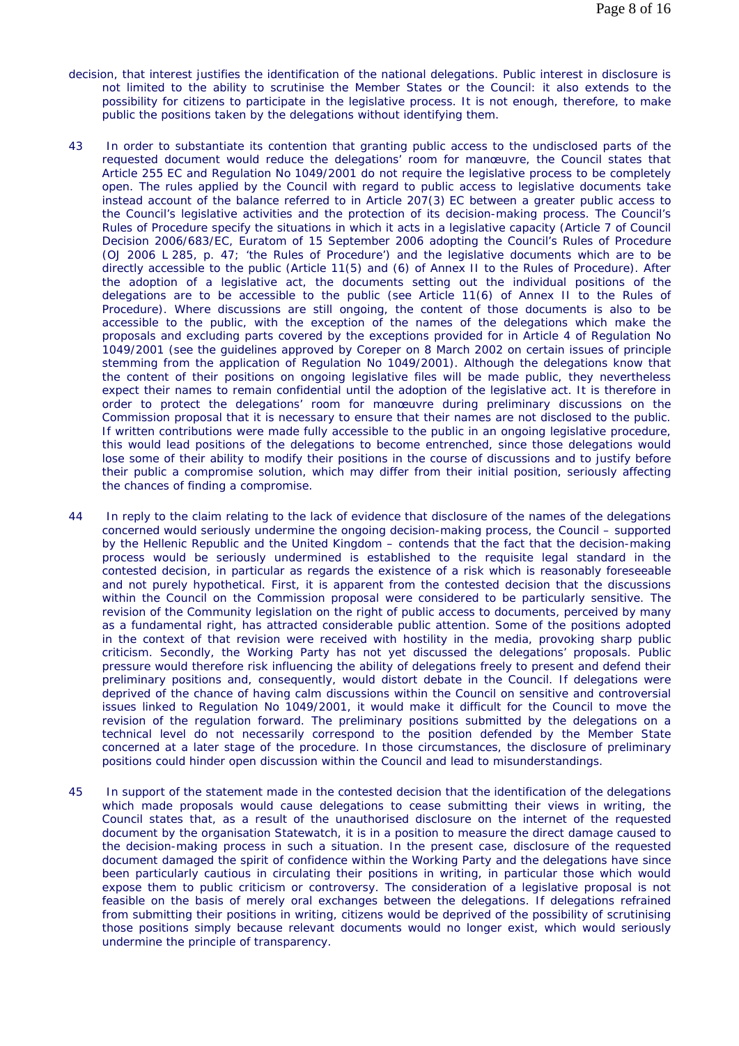decision, that interest justifies the identification of the national delegations. Public interest in disclosure is not limited to the ability to scrutinise the Member States or the Council: it also extends to the possibility for citizens to participate in the legislative process. It is not enough, therefore, to make public the positions taken by the delegations without identifying them.

43 In order to substantiate its contention that granting public access to the undisclosed parts of the requested document would reduce the delegations' room for manœuvre, the Council states that Article 255 EC and Regulation No 1049/2001 do not require the legislative process to be completely open. The rules applied by the Council with regard to public access to legislative documents take instead account of the balance referred to in Article 207(3) EC between a greater public access to the Council's legislative activities and the protection of its decision-making process. The Council's Rules of Procedure specify the situations in which it acts in a legislative capacity (Article 7 of Council Decision 2006/683/EC, Euratom of 15 September 2006 adopting the Council's Rules of Procedure (OJ 2006 L 285, p. 47; 'the Rules of Procedure') and the legislative documents which are to be directly accessible to the public (Article 11(5) and (6) of Annex II to the Rules of Procedure). After the adoption of a legislative act, the documents setting out the individual positions of the delegations are to be accessible to the public (see Article 11(6) of Annex II to the Rules of Procedure). Where discussions are still ongoing, the content of those documents is also to be accessible to the public, with the exception of the names of the delegations which make the proposals and excluding parts covered by the exceptions provided for in Article 4 of Regulation No 1049/2001 (see the guidelines approved by Coreper on 8 March 2002 on certain issues of principle stemming from the application of Regulation No 1049/2001). Although the delegations know that the content of their positions on ongoing legislative files will be made public, they nevertheless expect their names to remain confidential until the adoption of the legislative act. It is therefore in order to protect the delegations' room for manœuvre during preliminary discussions on the Commission proposal that it is necessary to ensure that their names are not disclosed to the public. If written contributions were made fully accessible to the public in an ongoing legislative procedure, this would lead positions of the delegations to become entrenched, since those delegations would lose some of their ability to modify their positions in the course of discussions and to justify before their public a compromise solution, which may differ from their initial position, seriously affecting the chances of finding a compromise.

44 In reply to the claim relating to the lack of evidence that disclosure of the names of the delegations concerned would seriously undermine the ongoing decision-making process, the Council – supported by the Hellenic Republic and the United Kingdom – contends that the fact that the decision-making process would be seriously undermined is established to the requisite legal standard in the contested decision, in particular as regards the existence of a risk which is reasonably foreseeable and not purely hypothetical. First, it is apparent from the contested decision that the discussions within the Council on the Commission proposal were considered to be particularly sensitive. The revision of the Community legislation on the right of public access to documents, perceived by many as a fundamental right, has attracted considerable public attention. Some of the positions adopted in the context of that revision were received with hostility in the media, provoking sharp public criticism. Secondly, the Working Party has not yet discussed the delegations' proposals. Public pressure would therefore risk influencing the ability of delegations freely to present and defend their preliminary positions and, consequently, would distort debate in the Council. If delegations were deprived of the chance of having calm discussions within the Council on sensitive and controversial issues linked to Regulation No 1049/2001, it would make it difficult for the Council to move the revision of the regulation forward. The preliminary positions submitted by the delegations on a technical level do not necessarily correspond to the position defended by the Member State concerned at a later stage of the procedure. In those circumstances, the disclosure of preliminary positions could hinder open discussion within the Council and lead to misunderstandings.

45 In support of the statement made in the contested decision that the identification of the delegations which made proposals would cause delegations to cease submitting their views in writing, the Council states that, as a result of the unauthorised disclosure on the internet of the requested document by the organisation Statewatch, it is in a position to measure the direct damage caused to the decision-making process in such a situation. In the present case, disclosure of the requested document damaged the spirit of confidence within the Working Party and the delegations have since been particularly cautious in circulating their positions in writing, in particular those which would expose them to public criticism or controversy. The consideration of a legislative proposal is not feasible on the basis of merely oral exchanges between the delegations. If delegations refrained from submitting their positions in writing, citizens would be deprived of the possibility of scrutinising those positions simply because relevant documents would no longer exist, which would seriously undermine the principle of transparency.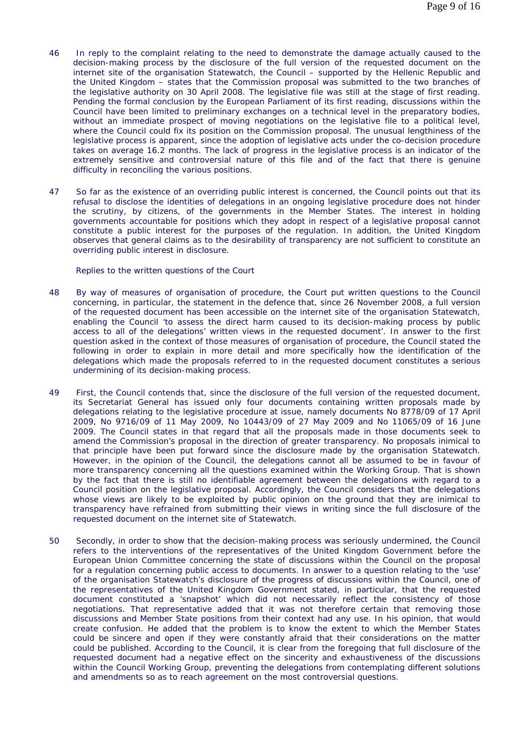46 In reply to the complaint relating to the need to demonstrate the damage actually caused to the decision-making process by the disclosure of the full version of the requested document on the internet site of the organisation Statewatch, the Council – supported by the Hellenic Republic and the United Kingdom – states that the Commission proposal was submitted to the two branches of the legislative authority on 30 April 2008. The legislative file was still at the stage of first reading. Pending the formal conclusion by the European Parliament of its first reading, discussions within the Council have been limited to preliminary exchanges on a technical level in the preparatory bodies, without an immediate prospect of moving negotiations on the legislative file to a political level, where the Council could fix its position on the Commission proposal. The unusual lengthiness of the legislative process is apparent, since the adoption of legislative acts under the co-decision procedure takes on average 16.2 months. The lack of progress in the legislative process is an indicator of the extremely sensitive and controversial nature of this file and of the fact that there is genuine difficulty in reconciling the various positions.

47 So far as the existence of an overriding public interest is concerned, the Council points out that its refusal to disclose the identities of delegations in an ongoing legislative procedure does not hinder the scrutiny, by citizens, of the governments in the Member States. The interest in holding governments accountable for positions which they adopt in respect of a legislative proposal cannot constitute a public interest for the purposes of the regulation. In addition, the United Kingdom observes that general claims as to the desirability of transparency are not sufficient to constitute an overriding public interest in disclosure.

Replies to the written questions of the Court

48 By way of measures of organisation of procedure, the Court put written questions to the Council concerning, in particular, the statement in the defence that, since 26 November 2008, a full version of the requested document has been accessible on the internet site of the organisation Statewatch, enabling the Council 'to assess the direct harm caused to its decision-making process by public access to all of the delegations' written views in the requested document'. In answer to the first question asked in the context of those measures of organisation of procedure, the Council stated the following in order to explain in more detail and more specifically how the identification of the delegations which made the proposals referred to in the requested document constitutes a serious undermining of its decision-making process.

49 First, the Council contends that, since the disclosure of the full version of the requested document, its Secretariat General has issued only four documents containing written proposals made by delegations relating to the legislative procedure at issue, namely documents No 8778/09 of 17 April 2009, No 9716/09 of 11 May 2009, No 10443/09 of 27 May 2009 and No 11065/09 of 16 June 2009. The Council states in that regard that all the proposals made in those documents seek to amend the Commission's proposal in the direction of greater transparency. No proposals inimical to that principle have been put forward since the disclosure made by the organisation Statewatch. However, in the opinion of the Council, the delegations cannot all be assumed to be in favour of more transparency concerning all the questions examined within the Working Group. That is shown by the fact that there is still no identifiable agreement between the delegations with regard to a Council position on the legislative proposal. Accordingly, the Council considers that the delegations whose views are likely to be exploited by public opinion on the ground that they are inimical to transparency have refrained from submitting their views in writing since the full disclosure of the requested document on the internet site of Statewatch.

50 Secondly, in order to show that the decision-making process was seriously undermined, the Council refers to the interventions of the representatives of the United Kingdom Government before the European Union Committee concerning the state of discussions within the Council on the proposal for a regulation concerning public access to documents. In answer to a question relating to the 'use' of the organisation Statewatch's disclosure of the progress of discussions within the Council, one of the representatives of the United Kingdom Government stated, in particular, that the requested document constituted a 'snapshot' which did not necessarily reflect the consistency of those negotiations. That representative added that it was not therefore certain that removing those discussions and Member State positions from their context had any use. In his opinion, that would create confusion. He added that the problem is to know the extent to which the Member States could be sincere and open if they were constantly afraid that their considerations on the matter could be published. According to the Council, it is clear from the foregoing that full disclosure of the requested document had a negative effect on the sincerity and exhaustiveness of the discussions within the Council Working Group, preventing the delegations from contemplating different solutions and amendments so as to reach agreement on the most controversial questions.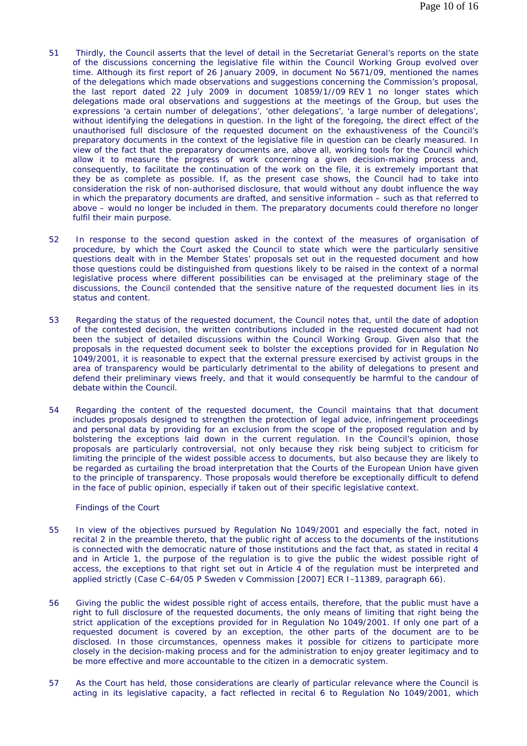51 Thirdly, the Council asserts that the level of detail in the Secretariat General's reports on the state of the discussions concerning the legislative file within the Council Working Group evolved over time. Although its first report of 26 January 2009, in document No 5671/09, mentioned the names of the delegations which made observations and suggestions concerning the Commission's proposal, the last report dated 22 July 2009 in document 10859/1//09 REV 1 no longer states which delegations made oral observations and suggestions at the meetings of the Group, but uses the expressions 'a certain number of delegations', 'other delegations', 'a large number of delegations', without identifying the delegations in question. In the light of the foregoing, the direct effect of the unauthorised full disclosure of the requested document on the exhaustiveness of the Council's preparatory documents in the context of the legislative file in question can be clearly measured. In view of the fact that the preparatory documents are, above all, working tools for the Council which allow it to measure the progress of work concerning a given decision-making process and, consequently, to facilitate the continuation of the work on the file, it is extremely important that they be as complete as possible. If, as the present case shows, the Council had to take into consideration the risk of non-authorised disclosure, that would without any doubt influence the way in which the preparatory documents are drafted, and sensitive information – such as that referred to above – would no longer be included in them. The preparatory documents could therefore no longer fulfil their main purpose.

52 In response to the second question asked in the context of the measures of organisation of procedure, by which the Court asked the Council to state which were the particularly sensitive questions dealt with in the Member States' proposals set out in the requested document and how those questions could be distinguished from questions likely to be raised in the context of a normal legislative process where different possibilities can be envisaged at the preliminary stage of the discussions, the Council contended that the sensitive nature of the requested document lies in its status and content.

53 Regarding the status of the requested document, the Council notes that, until the date of adoption of the contested decision, the written contributions included in the requested document had not been the subject of detailed discussions within the Council Working Group. Given also that the proposals in the requested document seek to bolster the exceptions provided for in Regulation No 1049/2001, it is reasonable to expect that the external pressure exercised by activist groups in the area of transparency would be particularly detrimental to the ability of delegations to present and defend their preliminary views freely, and that it would consequently be harmful to the candour of debate within the Council.

54 Regarding the content of the requested document, the Council maintains that that document includes proposals designed to strengthen the protection of legal advice, infringement proceedings and personal data by providing for an exclusion from the scope of the proposed regulation and by bolstering the exceptions laid down in the current regulation. In the Council's opinion, those proposals are particularly controversial, not only because they risk being subject to criticism for limiting the principle of the widest possible access to documents, but also because they are likely to be regarded as curtailing the broad interpretation that the Courts of the European Union have given to the principle of transparency. Those proposals would therefore be exceptionally difficult to defend in the face of public opinion, especially if taken out of their specific legislative context.

Findings of the Court

55 In view of the objectives pursued by Regulation No 1049/2001 and especially the fact, noted in recital 2 in the preamble thereto, that the public right of access to the documents of the institutions is connected with the democratic nature of those institutions and the fact that, as stated in recital 4 and in Article 1, the purpose of the regulation is to give the public the widest possible right of access, the exceptions to that right set out in Article 4 of the regulation must be interpreted and applied strictly (Case C–64/05 P Sweden v Commission [2007] ECR I–11389, paragraph 66).

56 Giving the public the widest possible right of access entails, therefore, that the public must have a right to full disclosure of the requested documents, the only means of limiting that right being the strict application of the exceptions provided for in Regulation No 1049/2001. If only one part of a requested document is covered by an exception, the other parts of the document are to be disclosed. In those circumstances, openness makes it possible for citizens to participate more closely in the decision-making process and for the administration to enjoy greater legitimacy and to be more effective and more accountable to the citizen in a democratic system.

57 As the Court has held, those considerations are clearly of particular relevance where the Council is acting in its legislative capacity, a fact reflected in recital 6 to Regulation No 1049/2001, which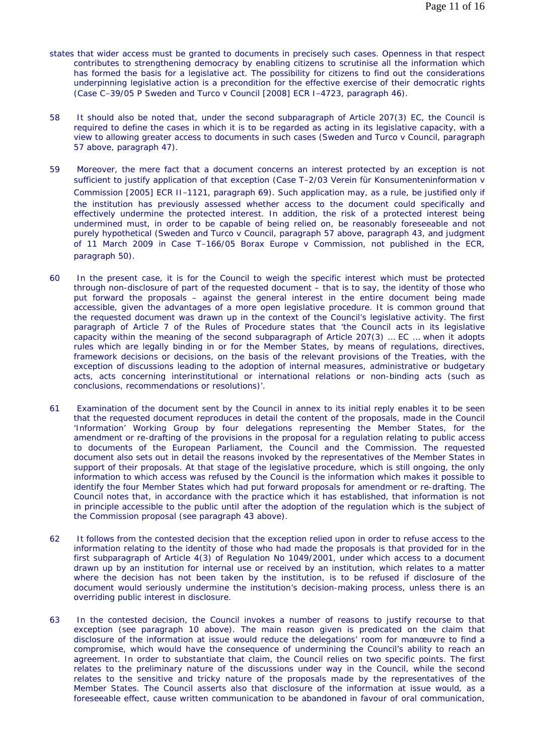states that wider access must be granted to documents in precisely such cases. Openness in that respect contributes to strengthening democracy by enabling citizens to scrutinise all the information which has formed the basis for a legislative act. The possibility for citizens to find out the considerations underpinning legislative action is a precondition for the effective exercise of their democratic rights (Case C–39/05 P Sweden and Turco v Council [2008] ECR I–4723, paragraph 46).

58 It should also be noted that, under the second subparagraph of Article 207(3) EC, the Council is required to define the cases in which it is to be regarded as acting in its legislative capacity, with a view to allowing greater access to documents in such cases (Sweden and Turco v Council, paragraph 57 above, paragraph 47).

59 Moreover, the mere fact that a document concerns an interest protected by an exception is not sufficient to justify application of that exception (Case T–2/03 Verein für Konsumenteninformation v Commission [2005] ECR II–1121, paragraph 69). Such application may, as a rule, be justified only if the institution has previously assessed whether access to the document could specifically and effectively undermine the protected interest. In addition, the risk of a protected interest being undermined must, in order to be capable of being relied on, be reasonably foreseeable and not purely hypothetical (Sweden and Turco v Council, paragraph 57 above, paragraph 43, and judgment of 11 March 2009 in Case T–166/05 Borax Europe v Commission, not published in the ECR, paragraph 50).

60 In the present case, it is for the Council to weigh the specific interest which must be protected through non-disclosure of part of the requested document – that is to say, the identity of those who put forward the proposals – against the general interest in the entire document being made accessible, given the advantages of a more open legislative procedure. It is common ground that the requested document was drawn up in the context of the Council's legislative activity. The first paragraph of Article 7 of the Rules of Procedure states that 'the Council acts in its legislative capacity within the meaning of the second subparagraph of Article 207(3) … EC … when it adopts rules which are legally binding in or for the Member States, by means of regulations, directives, framework decisions or decisions, on the basis of the relevant provisions of the Treaties, with the exception of discussions leading to the adoption of internal measures, administrative or budgetary acts, acts concerning interinstitutional or international relations or non-binding acts (such as conclusions, recommendations or resolutions)'.

61 Examination of the document sent by the Council in annex to its initial reply enables it to be seen that the requested document reproduces in detail the content of the proposals, made in the Council 'Information' Working Group by four delegations representing the Member States, for the amendment or re-drafting of the provisions in the proposal for a regulation relating to public access to documents of the European Parliament, the Council and the Commission. The requested document also sets out in detail the reasons invoked by the representatives of the Member States in support of their proposals. At that stage of the legislative procedure, which is still ongoing, the only information to which access was refused by the Council is the information which makes it possible to identify the four Member States which had put forward proposals for amendment or re-drafting. The Council notes that, in accordance with the practice which it has established, that information is not in principle accessible to the public until after the adoption of the regulation which is the subject of the Commission proposal (see paragraph 43 above).

62 It follows from the contested decision that the exception relied upon in order to refuse access to the information relating to the identity of those who had made the proposals is that provided for in the first subparagraph of Article 4(3) of Regulation No 1049/2001, under which access to a document drawn up by an institution for internal use or received by an institution, which relates to a matter where the decision has not been taken by the institution, is to be refused if disclosure of the document would seriously undermine the institution's decision-making process, unless there is an overriding public interest in disclosure.

63 In the contested decision, the Council invokes a number of reasons to justify recourse to that exception (see paragraph 10 above). The main reason given is predicated on the claim that disclosure of the information at issue would reduce the delegations' room for manœuvre to find a compromise, which would have the consequence of undermining the Council's ability to reach an agreement. In order to substantiate that claim, the Council relies on two specific points. The first relates to the preliminary nature of the discussions under way in the Council, while the second relates to the sensitive and tricky nature of the proposals made by the representatives of the Member States. The Council asserts also that disclosure of the information at issue would, as a foreseeable effect, cause written communication to be abandoned in favour of oral communication,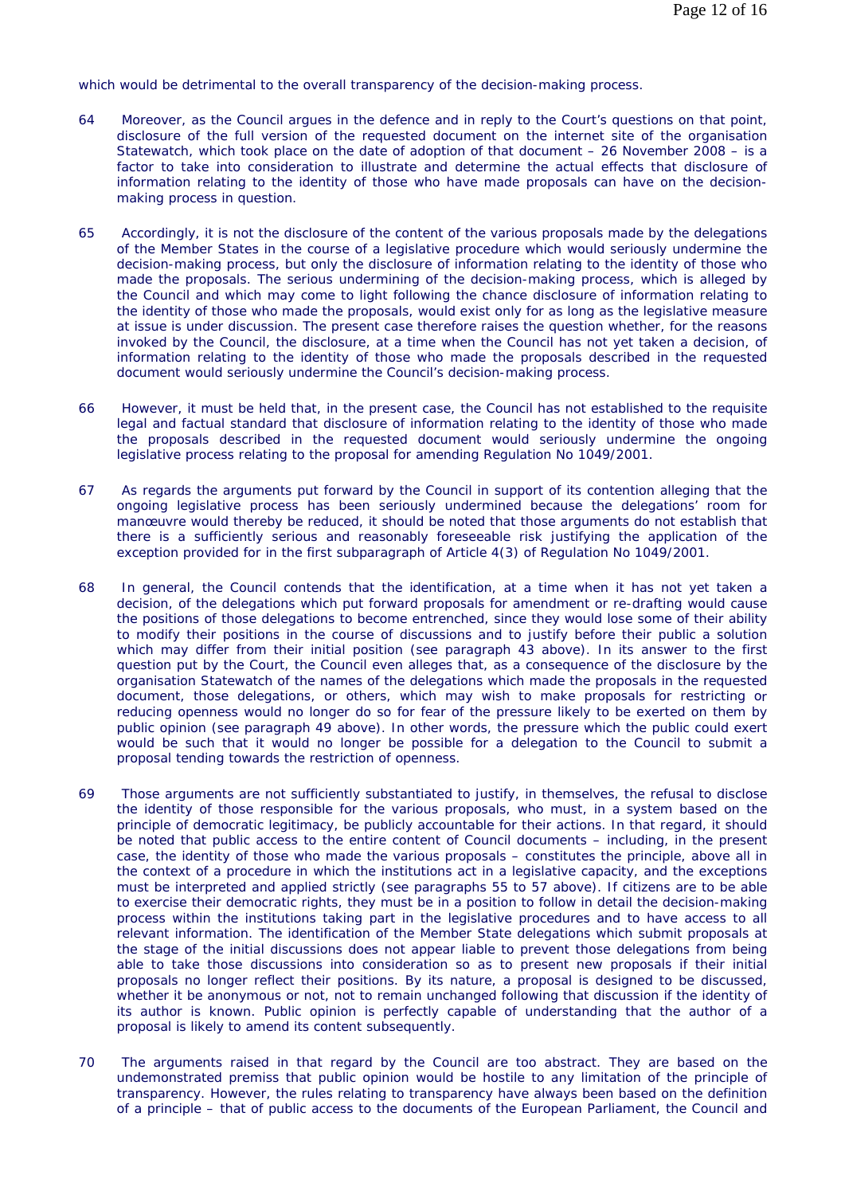which would be detrimental to the overall transparency of the decision-making process.

64 Moreover, as the Council argues in the defence and in reply to the Court's questions on that point, disclosure of the full version of the requested document on the internet site of the organisation Statewatch, which took place on the date of adoption of that document – 26 November 2008 – is a factor to take into consideration to illustrate and determine the actual effects that disclosure of information relating to the identity of those who have made proposals can have on the decision-making process in question.

65 Accordingly, it is not the disclosure of the content of the various proposals made by the delegations of the Member States in the course of a legislative procedure which would seriously undermine the decision-making process, but only the disclosure of information relating to the identity of those who made the proposals. The serious undermining of the decision-making process, which is alleged by the Council and which may come to light following the chance disclosure of information relating to the identity of those who made the proposals, would exist only for as long as the legislative measure at issue is under discussion. The present case therefore raises the question whether, for the reasons invoked by the Council, the disclosure, at a time when the Council has not yet taken a decision, of information relating to the identity of those who made the proposals described in the requested document would seriously undermine the Council's decision-making process.

66 However, it must be held that, in the present case, the Council has not established to the requisite legal and factual standard that disclosure of information relating to the identity of those who made the proposals described in the requested document would seriously undermine the ongoing legislative process relating to the proposal for amending Regulation No 1049/2001.

67 As regards the arguments put forward by the Council in support of its contention alleging that the ongoing legislative process has been seriously undermined because the delegations' room for manœuvre would thereby be reduced, it should be noted that those arguments do not establish that there is a sufficiently serious and reasonably foreseeable risk justifying the application of the exception provided for in the first subparagraph of Article 4(3) of Regulation No 1049/2001.

68 In general, the Council contends that the identification, at a time when it has not yet taken a decision, of the delegations which put forward proposals for amendment or re-drafting would cause the positions of those delegations to become entrenched, since they would lose some of their ability to modify their positions in the course of discussions and to justify before their public a solution which may differ from their initial position (see paragraph 43 above). In its answer to the first question put by the Court, the Council even alleges that, as a consequence of the disclosure by the organisation Statewatch of the names of the delegations which made the proposals in the requested document, those delegations, or others, which may wish to make proposals for restricting or reducing openness would no longer do so for fear of the pressure likely to be exerted on them by public opinion (see paragraph 49 above). In other words, the pressure which the public could exert would be such that it would no longer be possible for a delegation to the Council to submit a proposal tending towards the restriction of openness.

69 Those arguments are not sufficiently substantiated to justify, in themselves, the refusal to disclose the identity of those responsible for the various proposals, who must, in a system based on the principle of democratic legitimacy, be publicly accountable for their actions. In that regard, it should be noted that public access to the entire content of Council documents – including, in the present case, the identity of those who made the various proposals – constitutes the principle, above all in the context of a procedure in which the institutions act in a legislative capacity, and the exceptions must be interpreted and applied strictly (see paragraphs 55 to 57 above). If citizens are to be able to exercise their democratic rights, they must be in a position to follow in detail the decision-making process within the institutions taking part in the legislative procedures and to have access to all relevant information. The identification of the Member State delegations which submit proposals at the stage of the initial discussions does not appear liable to prevent those delegations from being able to take those discussions into consideration so as to present new proposals if their initial proposals no longer reflect their positions. By its nature, a proposal is designed to be discussed, whether it be anonymous or not, not to remain unchanged following that discussion if the identity of its author is known. Public opinion is perfectly capable of understanding that the author of a proposal is likely to amend its content subsequently.

70 The arguments raised in that regard by the Council are too abstract. They are based on the undemonstrated premiss that public opinion would be hostile to any limitation of the principle of transparency. However, the rules relating to transparency have always been based on the definition of a principle – that of public access to the documents of the European Parliament, the Council and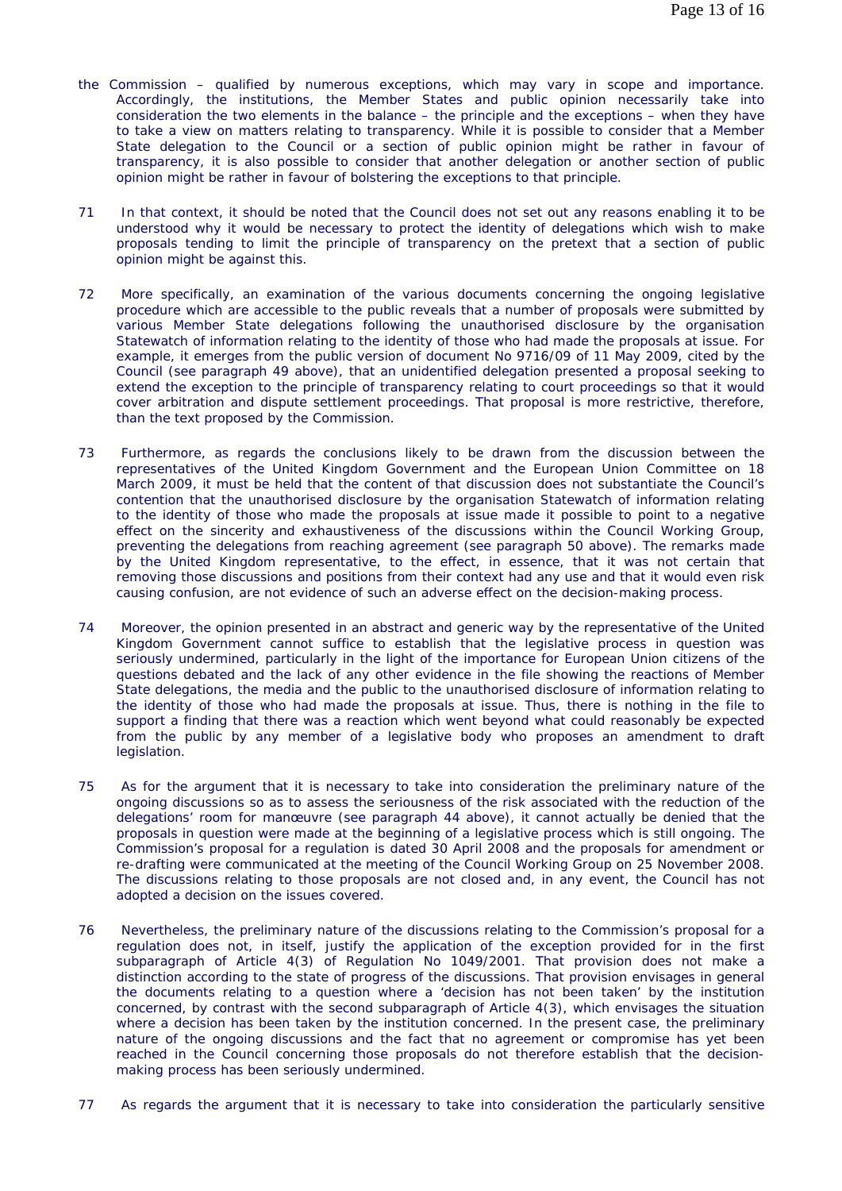the Commission – qualified by numerous exceptions, which may vary in scope and importance. Accordingly, the institutions, the Member States and public opinion necessarily take into consideration the two elements in the balance – the principle and the exceptions – when they have to take a view on matters relating to transparency. While it is possible to consider that a Member State delegation to the Council or a section of public opinion might be rather in favour of transparency, it is also possible to consider that another delegation or another section of public opinion might be rather in favour of bolstering the exceptions to that principle.

71 In that context, it should be noted that the Council does not set out any reasons enabling it to be understood why it would be necessary to protect the identity of delegations which wish to make proposals tending to limit the principle of transparency on the pretext that a section of public opinion might be against this.

72 More specifically, an examination of the various documents concerning the ongoing legislative procedure which are accessible to the public reveals that a number of proposals were submitted by various Member State delegations following the unauthorised disclosure by the organisation Statewatch of information relating to the identity of those who had made the proposals at issue. For example, it emerges from the public version of document No 9716/09 of 11 May 2009, cited by the Council (see paragraph 49 above), that an unidentified delegation presented a proposal seeking to extend the exception to the principle of transparency relating to court proceedings so that it would cover arbitration and dispute settlement proceedings. That proposal is more restrictive, therefore, than the text proposed by the Commission.

73 Furthermore, as regards the conclusions likely to be drawn from the discussion between the representatives of the United Kingdom Government and the European Union Committee on 18 March 2009, it must be held that the content of that discussion does not substantiate the Council's contention that the unauthorised disclosure by the organisation Statewatch of information relating to the identity of those who made the proposals at issue made it possible to point to a negative effect on the sincerity and exhaustiveness of the discussions within the Council Working Group, preventing the delegations from reaching agreement (see paragraph 50 above). The remarks made by the United Kingdom representative, to the effect, in essence, that it was not certain that removing those discussions and positions from their context had any use and that it would even risk causing confusion, are not evidence of such an adverse effect on the decision-making process.

74 Moreover, the opinion presented in an abstract and generic way by the representative of the United Kingdom Government cannot suffice to establish that the legislative process in question was seriously undermined, particularly in the light of the importance for European Union citizens of the questions debated and the lack of any other evidence in the file showing the reactions of Member State delegations, the media and the public to the unauthorised disclosure of information relating to the identity of those who had made the proposals at issue. Thus, there is nothing in the file to support a finding that there was a reaction which went beyond what could reasonably be expected from the public by any member of a legislative body who proposes an amendment to draft legislation.

75 As for the argument that it is necessary to take into consideration the preliminary nature of the ongoing discussions so as to assess the seriousness of the risk associated with the reduction of the delegations' room for manœuvre (see paragraph 44 above), it cannot actually be denied that the proposals in question were made at the beginning of a legislative process which is still ongoing. The Commission's proposal for a regulation is dated 30 April 2008 and the proposals for amendment or re-drafting were communicated at the meeting of the Council Working Group on 25 November 2008. The discussions relating to those proposals are not closed and, in any event, the Council has not adopted a decision on the issues covered.

76 Nevertheless, the preliminary nature of the discussions relating to the Commission's proposal for a regulation does not, in itself, justify the application of the exception provided for in the first subparagraph of Article 4(3) of Regulation No 1049/2001. That provision does not make a distinction according to the state of progress of the discussions. That provision envisages in general the documents relating to a question where a 'decision has not been taken' by the institution concerned, by contrast with the second subparagraph of Article 4(3), which envisages the situation where a decision has been taken by the institution concerned. In the present case, the preliminary nature of the ongoing discussions and the fact that no agreement or compromise has yet been reached in the Council concerning those proposals do not therefore establish that the decision-making process has been seriously undermined.

77 As regards the argument that it is necessary to take into consideration the particularly sensitive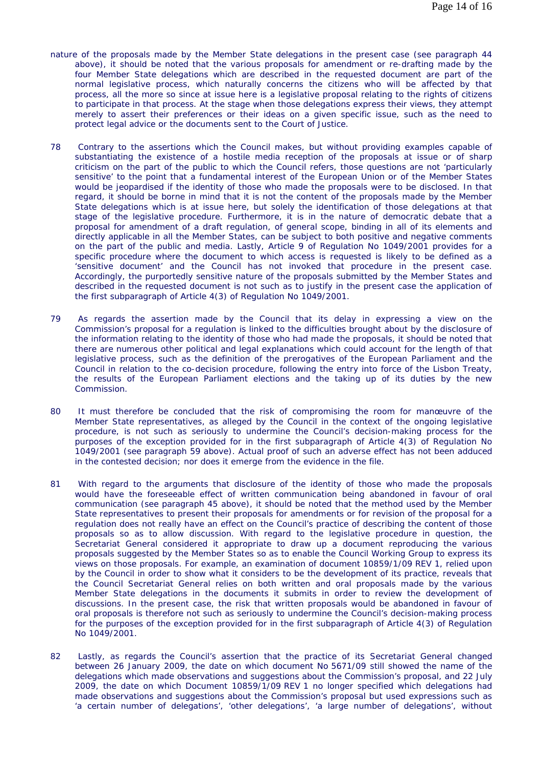nature of the proposals made by the Member State delegations in the present case (see paragraph 44 above), it should be noted that the various proposals for amendment or re-drafting made by the four Member State delegations which are described in the requested document are part of the normal legislative process, which naturally concerns the citizens who will be affected by that process, all the more so since at issue here is a legislative proposal relating to the rights of citizens to participate in that process. At the stage when those delegations express their views, they attempt merely to assert their preferences or their ideas on a given specific issue, such as the need to protect legal advice or the documents sent to the Court of Justice.

78 Contrary to the assertions which the Council makes, but without providing examples capable of substantiating the existence of a hostile media reception of the proposals at issue or of sharp criticism on the part of the public to which the Council refers, those questions are not 'particularly sensitive' to the point that a fundamental interest of the European Union or of the Member States would be jeopardised if the identity of those who made the proposals were to be disclosed. In that regard, it should be borne in mind that it is not the content of the proposals made by the Member State delegations which is at issue here, but solely the identification of those delegations at that stage of the legislative procedure. Furthermore, it is in the nature of democratic debate that a proposal for amendment of a draft regulation, of general scope, binding in all of its elements and directly applicable in all the Member States, can be subject to both positive and negative comments on the part of the public and media. Lastly, Article 9 of Regulation No 1049/2001 provides for a specific procedure where the document to which access is requested is likely to be defined as a 'sensitive document' and the Council has not invoked that procedure in the present case. Accordingly, the purportedly sensitive nature of the proposals submitted by the Member States and described in the requested document is not such as to justify in the present case the application of the first subparagraph of Article 4(3) of Regulation No 1049/2001.

79 As regards the assertion made by the Council that its delay in expressing a view on the Commission's proposal for a regulation is linked to the difficulties brought about by the disclosure of the information relating to the identity of those who had made the proposals, it should be noted that there are numerous other political and legal explanations which could account for the length of that legislative process, such as the definition of the prerogatives of the European Parliament and the Council in relation to the co-decision procedure, following the entry into force of the Lisbon Treaty, the results of the European Parliament elections and the taking up of its duties by the new Commission.

80 It must therefore be concluded that the risk of compromising the room for manœuvre of the Member State representatives, as alleged by the Council in the context of the ongoing legislative procedure, is not such as seriously to undermine the Council's decision-making process for the purposes of the exception provided for in the first subparagraph of Article 4(3) of Regulation No 1049/2001 (see paragraph 59 above). Actual proof of such an adverse effect has not been adduced in the contested decision; nor does it emerge from the evidence in the file.

81 With regard to the arguments that disclosure of the identity of those who made the proposals would have the foreseeable effect of written communication being abandoned in favour of oral communication (see paragraph 45 above), it should be noted that the method used by the Member State representatives to present their proposals for amendments or for revision of the proposal for a regulation does not really have an effect on the Council's practice of describing the content of those proposals so as to allow discussion. With regard to the legislative procedure in question, the Secretariat General considered it appropriate to draw up a document reproducing the various proposals suggested by the Member States so as to enable the Council Working Group to express its views on those proposals. For example, an examination of document 10859/1/09 REV 1, relied upon by the Council in order to show what it considers to be the development of its practice, reveals that the Council Secretariat General relies on both written and oral proposals made by the various Member State delegations in the documents it submits in order to review the development of discussions. In the present case, the risk that written proposals would be abandoned in favour of oral proposals is therefore not such as seriously to undermine the Council's decision-making process for the purposes of the exception provided for in the first subparagraph of Article 4(3) of Regulation No 1049/2001.

82 Lastly, as regards the Council's assertion that the practice of its Secretariat General changed between 26 January 2009, the date on which document No 5671/09 still showed the name of the delegations which made observations and suggestions about the Commission's proposal, and 22 July 2009, the date on which Document 10859/1/09 REV 1 no longer specified which delegations had made observations and suggestions about the Commission's proposal but used expressions such as 'a certain number of delegations', 'other delegations', 'a large number of delegations', without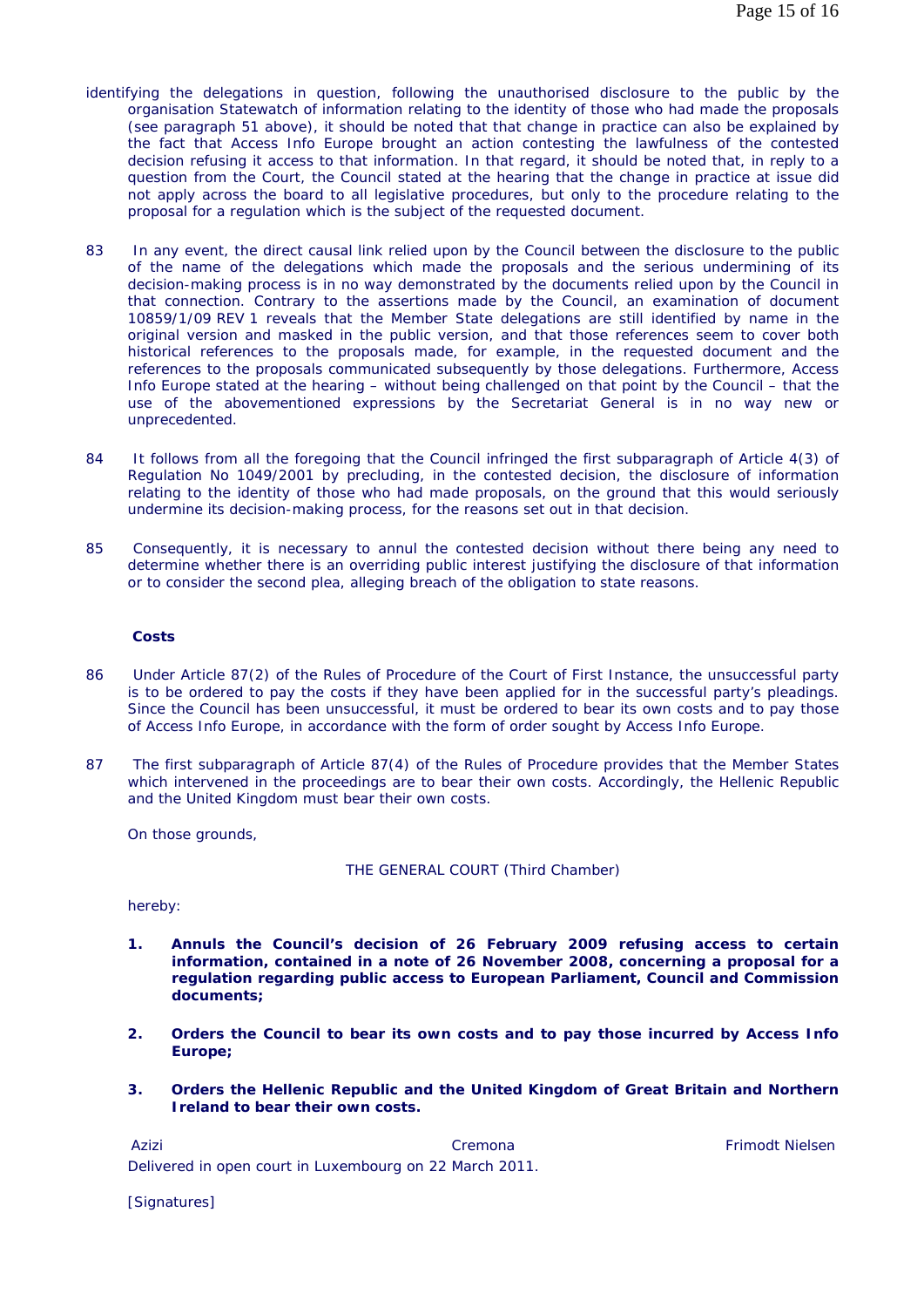identifying the delegations in question, following the unauthorised disclosure to the public by the organisation Statewatch of information relating to the identity of those who had made the proposals (see paragraph 51 above), it should be noted that that change in practice can also be explained by the fact that Access Info Europe brought an action contesting the lawfulness of the contested decision refusing it access to that information. In that regard, it should be noted that, in reply to a question from the Court, the Council stated at the hearing that the change in practice at issue did not apply across the board to all legislative procedures, but only to the procedure relating to the proposal for a regulation which is the subject of the requested document.

83 In any event, the direct causal link relied upon by the Council between the disclosure to the public of the name of the delegations which made the proposals and the serious undermining of its decision-making process is in no way demonstrated by the documents relied upon by the Council in that connection. Contrary to the assertions made by the Council, an examination of document 10859/1/09 REV 1 reveals that the Member State delegations are still identified by name in the original version and masked in the public version, and that those references seem to cover both historical references to the proposals made, for example, in the requested document and the references to the proposals communicated subsequently by those delegations. Furthermore, Access Info Europe stated at the hearing – without being challenged on that point by the Council – that the use of the abovementioned expressions by the Secretariat General is in no way new or unprecedented.

84 It follows from all the foregoing that the Council infringed the first subparagraph of Article 4(3) of Regulation No 1049/2001 by precluding, in the contested decision, the disclosure of information relating to the identity of those who had made proposals, on the ground that this would seriously undermine its decision-making process, for the reasons set out in that decision.

85 Consequently, it is necessary to annul the contested decision without there being any need to determine whether there is an overriding public interest justifying the disclosure of that information or to consider the second plea, alleging breach of the obligation to state reasons.

**Costs**

86 Under Article 87(2) of the Rules of Procedure of the Court of First Instance, the unsuccessful party is to be ordered to pay the costs if they have been applied for in the successful party's pleadings. Since the Council has been unsuccessful, it must be ordered to bear its own costs and to pay those of Access Info Europe, in accordance with the form of order sought by Access Info Europe.

87 The first subparagraph of Article 87(4) of the Rules of Procedure provides that the Member States which intervened in the proceedings are to bear their own costs. Accordingly, the Hellenic Republic and the United Kingdom must bear their own costs.

On those grounds,

THE GENERAL COURT (Third Chamber)

hereby:

1. **Annuls the Council's decision of 26 February 2009 refusing access to certain information, contained in a note of 26 November 2008, concerning a proposal for a regulation regarding public access to European Parliament, Council and Commission documents;**

2. **Orders the Council to bear its own costs and to pay those incurred by Access Info Europe;**

3. **Orders the Hellenic Republic and the United Kingdom of Great Britain and Northern Ireland to bear their own costs.**

Azizi Cremona Frimodt Nielsen

Delivered in open court in Luxembourg on 22 March 2011.

[Signatures]